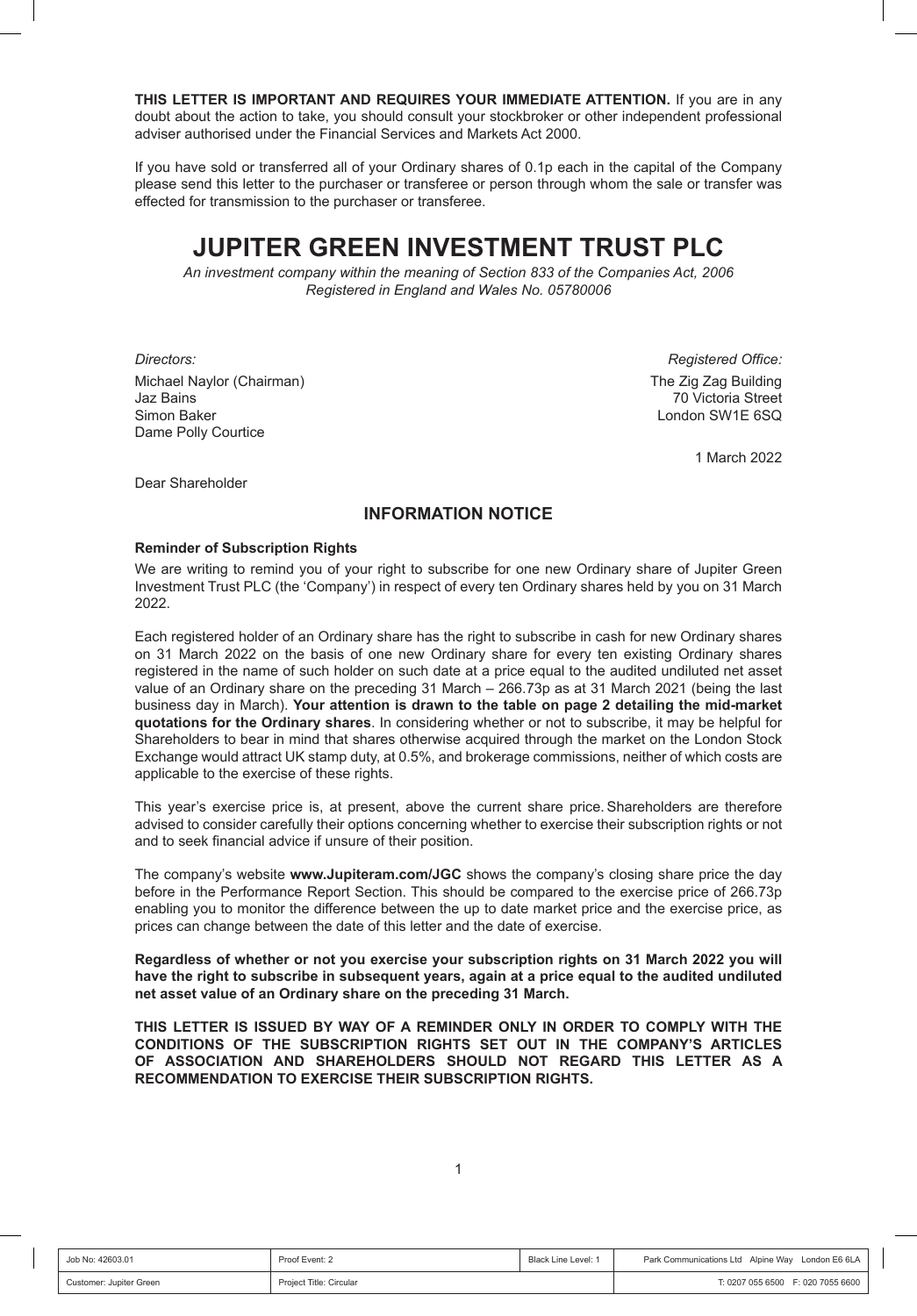**THIS LETTER IS IMPORTANT AND REQUIRES YOUR IMMEDIATE ATTENTION.** If you are in any doubt about the action to take, you should consult your stockbroker or other independent professional adviser authorised under the Financial Services and Markets Act 2000.

If you have sold or transferred all of your Ordinary shares of 0.1p each in the capital of the Company please send this letter to the purchaser or transferee or person through whom the sale or transfer was effected for transmission to the purchaser or transferee.

# JUPITER GREEN INVESTMENT TRUST PLC

*An investment company within the meaning of Section 833 of the Companies Act, 2006*
*Registered in England and Wales No. 05780006*

*Directors:*
Michael Naylor (Chairman)
Jaz Bains
Simon Baker
Dame Polly Courtice

*Registered Office:*
The Zig Zag Building
70 Victoria Street
London SW1E 6SQ

1 March 2022

Dear Shareholder

## INFORMATION NOTICE

**Reminder of Subscription Rights**

We are writing to remind you of your right to subscribe for one new Ordinary share of Jupiter Green Investment Trust PLC (the 'Company') in respect of every ten Ordinary shares held by you on 31 March 2022.

Each registered holder of an Ordinary share has the right to subscribe in cash for new Ordinary shares on 31 March 2022 on the basis of one new Ordinary share for every ten existing Ordinary shares registered in the name of such holder on such date at a price equal to the audited undiluted net asset value of an Ordinary share on the preceding 31 March – 266.73p as at 31 March 2021 (being the last business day in March). **Your attention is drawn to the table on page 2 detailing the mid-market quotations for the Ordinary shares**. In considering whether or not to subscribe, it may be helpful for Shareholders to bear in mind that shares otherwise acquired through the market on the London Stock Exchange would attract UK stamp duty, at 0.5%, and brokerage commissions, neither of which costs are applicable to the exercise of these rights.

This year's exercise price is, at present, above the current share price. Shareholders are therefore advised to consider carefully their options concerning whether to exercise their subscription rights or not and to seek financial advice if unsure of their position.

The company's website **www.Jupiteram.com/JGC** shows the company's closing share price the day before in the Performance Report Section. This should be compared to the exercise price of 266.73p enabling you to monitor the difference between the up to date market price and the exercise price, as prices can change between the date of this letter and the date of exercise.

**Regardless of whether or not you exercise your subscription rights on 31 March 2022 you will have the right to subscribe in subsequent years, again at a price equal to the audited undiluted net asset value of an Ordinary share on the preceding 31 March.**

**THIS LETTER IS ISSUED BY WAY OF A REMINDER ONLY IN ORDER TO COMPLY WITH THE CONDITIONS OF THE SUBSCRIPTION RIGHTS SET OUT IN THE COMPANY'S ARTICLES OF ASSOCIATION AND SHAREHOLDERS SHOULD NOT REGARD THIS LETTER AS A RECOMMENDATION TO EXERCISE THEIR SUBSCRIPTION RIGHTS.**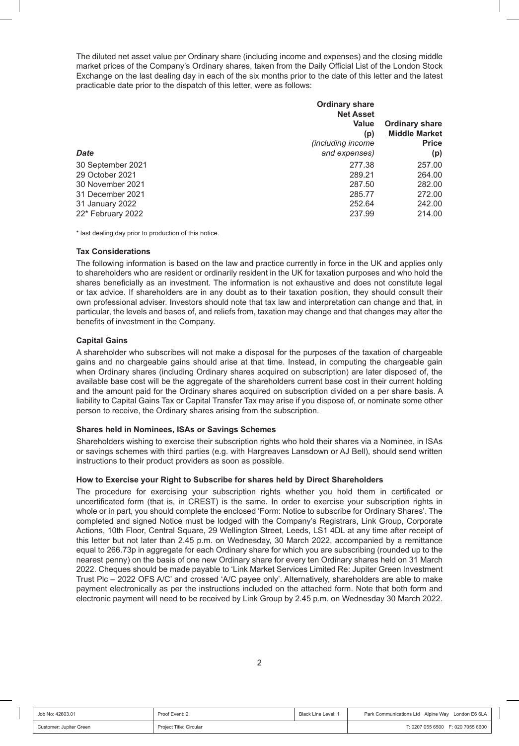The diluted net asset value per Ordinary share (including income and expenses) and the closing middle market prices of the Company's Ordinary shares, taken from the Daily Official List of the London Stock Exchange on the last dealing day in each of the six months prior to the date of this letter and the latest practicable date prior to the dispatch of this letter, were as follows:

| *Date* | Ordinary share Net Asset Value (p) *(including income and expenses)* | Ordinary share Middle Market Price (p) |
|---|---|---|
| 30 September 2021 | 277.38 | 257.00 |
| 29 October 2021 | 289.21 | 264.00 |
| 30 November 2021 | 287.50 | 282.00 |
| 31 December 2021 | 285.77 | 272.00 |
| 31 January 2022 | 252.64 | 242.00 |
| 22* February 2022 | 237.99 | 214.00 |

\* last dealing day prior to production of this notice.

**Tax Considerations**

The following information is based on the law and practice currently in force in the UK and applies only to shareholders who are resident or ordinarily resident in the UK for taxation purposes and who hold the shares beneficially as an investment. The information is not exhaustive and does not constitute legal or tax advice. If shareholders are in any doubt as to their taxation position, they should consult their own professional adviser. Investors should note that tax law and interpretation can change and that, in particular, the levels and bases of, and reliefs from, taxation may change and that changes may alter the benefits of investment in the Company.

**Capital Gains**

A shareholder who subscribes will not make a disposal for the purposes of the taxation of chargeable gains and no chargeable gains should arise at that time. Instead, in computing the chargeable gain when Ordinary shares (including Ordinary shares acquired on subscription) are later disposed of, the available base cost will be the aggregate of the shareholders current base cost in their current holding and the amount paid for the Ordinary shares acquired on subscription divided on a per share basis. A liability to Capital Gains Tax or Capital Transfer Tax may arise if you dispose of, or nominate some other person to receive, the Ordinary shares arising from the subscription.

**Shares held in Nominees, ISAs or Savings Schemes**

Shareholders wishing to exercise their subscription rights who hold their shares via a Nominee, in ISAs or savings schemes with third parties (e.g. with Hargreaves Lansdown or AJ Bell), should send written instructions to their product providers as soon as possible.

**How to Exercise your Right to Subscribe for shares held by Direct Shareholders**

The procedure for exercising your subscription rights whether you hold them in certificated or uncertificated form (that is, in CREST) is the same. In order to exercise your subscription rights in whole or in part, you should complete the enclosed 'Form: Notice to subscribe for Ordinary Shares'. The completed and signed Notice must be lodged with the Company's Registrars, Link Group, Corporate Actions, 10th Floor, Central Square, 29 Wellington Street, Leeds, LS1 4DL at any time after receipt of this letter but not later than 2.45 p.m. on Wednesday, 30 March 2022, accompanied by a remittance equal to 266.73p in aggregate for each Ordinary share for which you are subscribing (rounded up to the nearest penny) on the basis of one new Ordinary share for every ten Ordinary shares held on 31 March 2022. Cheques should be made payable to 'Link Market Services Limited Re: Jupiter Green Investment Trust Plc – 2022 OFS A/C' and crossed 'A/C payee only'. Alternatively, shareholders are able to make payment electronically as per the instructions included on the attached form. Note that both form and electronic payment will need to be received by Link Group by 2.45 p.m. on Wednesday 30 March 2022.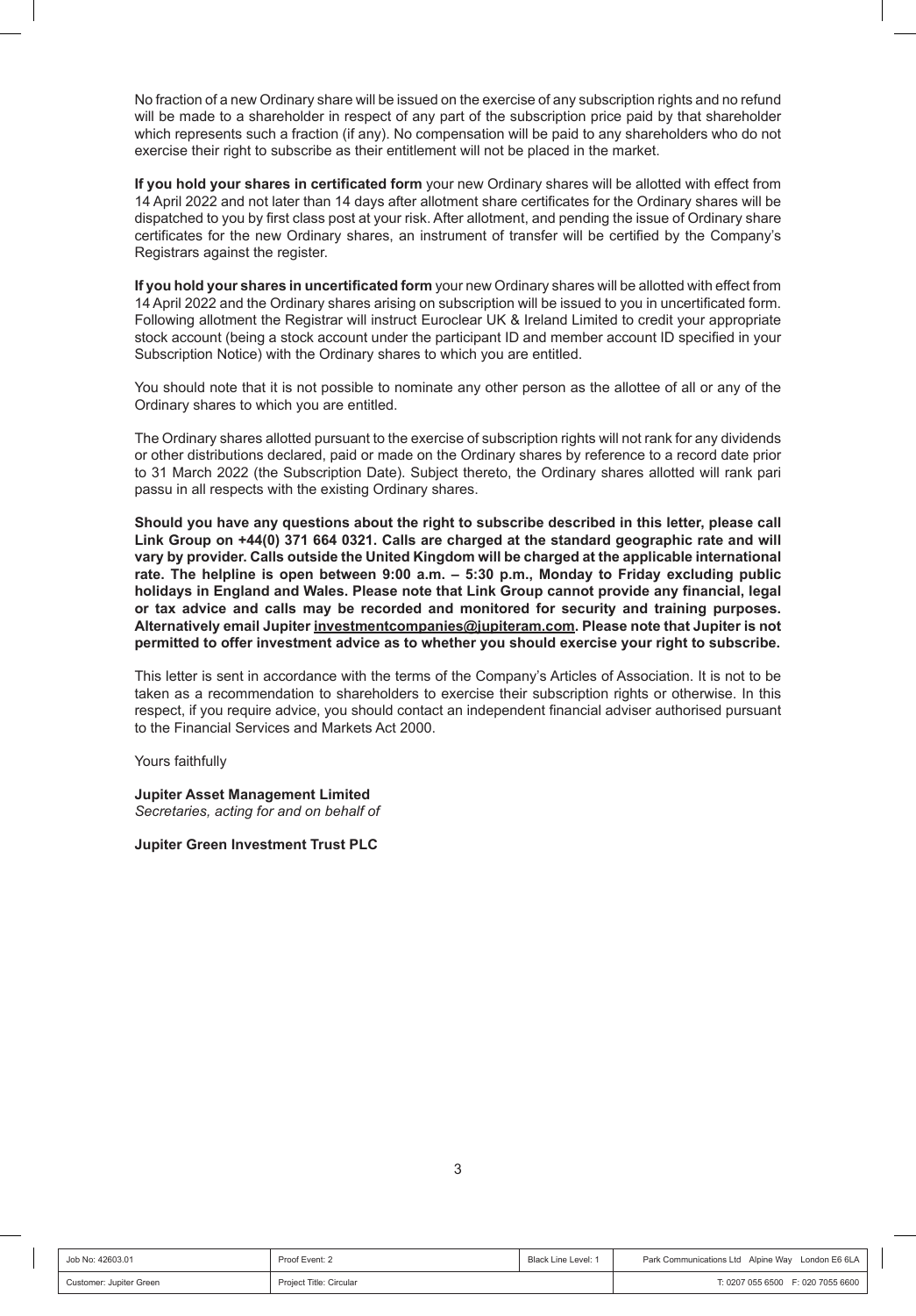No fraction of a new Ordinary share will be issued on the exercise of any subscription rights and no refund will be made to a shareholder in respect of any part of the subscription price paid by that shareholder which represents such a fraction (if any). No compensation will be paid to any shareholders who do not exercise their right to subscribe as their entitlement will not be placed in the market.

**If you hold your shares in certificated form** your new Ordinary shares will be allotted with effect from 14 April 2022 and not later than 14 days after allotment share certificates for the Ordinary shares will be dispatched to you by first class post at your risk. After allotment, and pending the issue of Ordinary share certificates for the new Ordinary shares, an instrument of transfer will be certified by the Company's Registrars against the register.

**If you hold your shares in uncertificated form** your new Ordinary shares will be allotted with effect from 14 April 2022 and the Ordinary shares arising on subscription will be issued to you in uncertificated form. Following allotment the Registrar will instruct Euroclear UK & Ireland Limited to credit your appropriate stock account (being a stock account under the participant ID and member account ID specified in your Subscription Notice) with the Ordinary shares to which you are entitled.

You should note that it is not possible to nominate any other person as the allottee of all or any of the Ordinary shares to which you are entitled.

The Ordinary shares allotted pursuant to the exercise of subscription rights will not rank for any dividends or other distributions declared, paid or made on the Ordinary shares by reference to a record date prior to 31 March 2022 (the Subscription Date). Subject thereto, the Ordinary shares allotted will rank pari passu in all respects with the existing Ordinary shares.

**Should you have any questions about the right to subscribe described in this letter, please call Link Group on +44(0) 371 664 0321. Calls are charged at the standard geographic rate and will vary by provider. Calls outside the United Kingdom will be charged at the applicable international rate. The helpline is open between 9:00 a.m. – 5:30 p.m., Monday to Friday excluding public holidays in England and Wales. Please note that Link Group cannot provide any financial, legal or tax advice and calls may be recorded and monitored for security and training purposes. Alternatively email Jupiter investmentcompanies@jupiteram.com. Please note that Jupiter is not permitted to offer investment advice as to whether you should exercise your right to subscribe.**

This letter is sent in accordance with the terms of the Company's Articles of Association. It is not to be taken as a recommendation to shareholders to exercise their subscription rights or otherwise. In this respect, if you require advice, you should contact an independent financial adviser authorised pursuant to the Financial Services and Markets Act 2000.

Yours faithfully

**Jupiter Asset Management Limited**
*Secretaries, acting for and on behalf of*

**Jupiter Green Investment Trust PLC**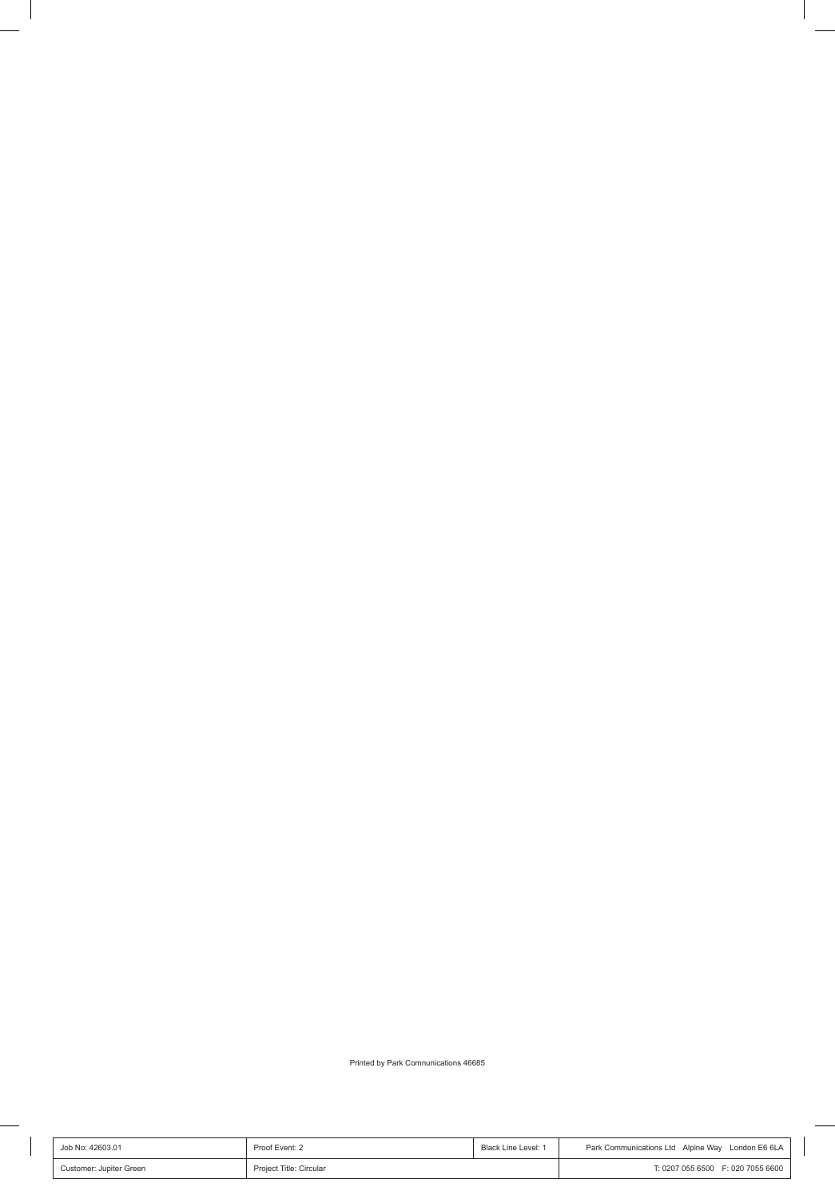Printed by Park Communications 46685

| | | | |
|---|---|---|---|
| Job No: 42603.01 | Proof Event: 2 | Black Line Level: 1 | Park Communications Ltd Alpine Way London E6 6LA |
| Customer: Jupiter Green | Project Title: Circular | | T: 0207 055 6500 F: 020 7055 6600 |